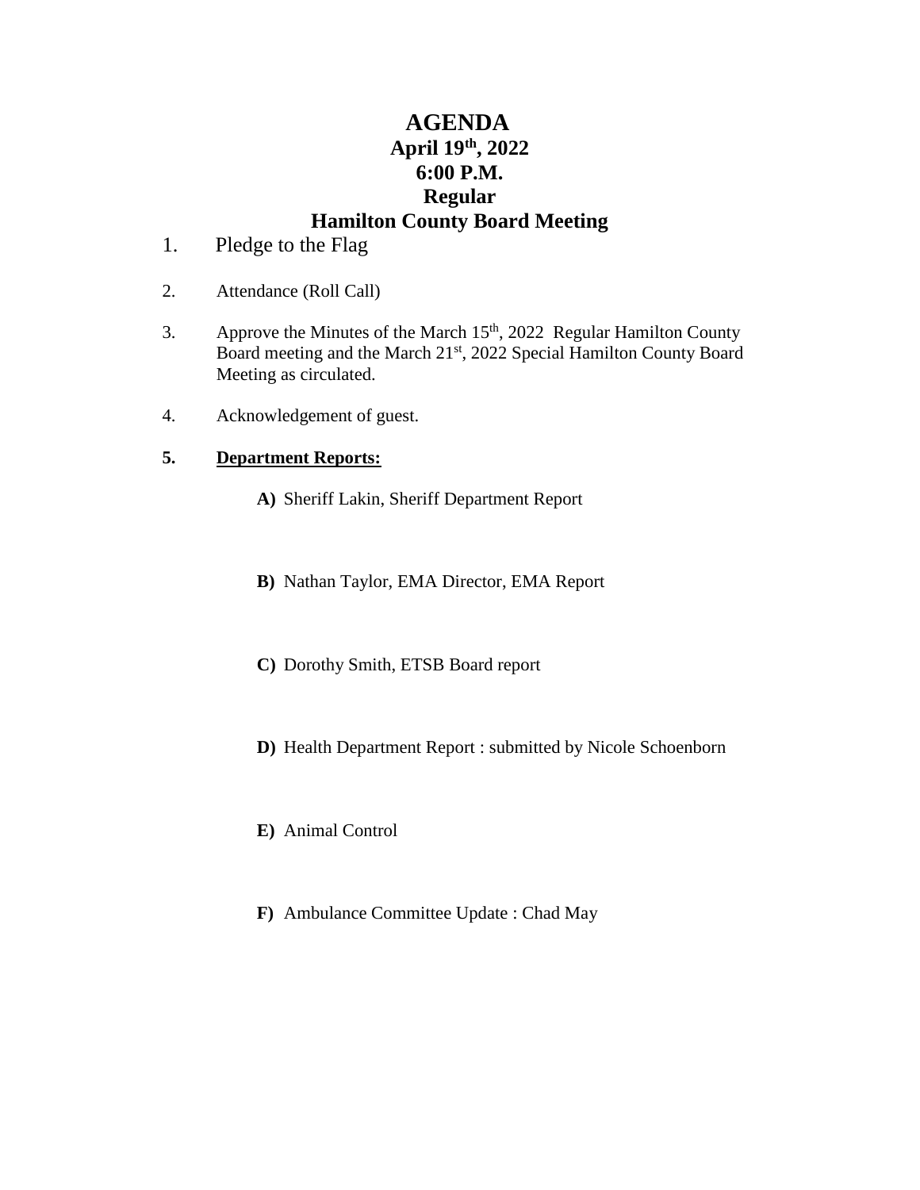# AGENDA

## April 19th, 2022
## 6:00 P.M.
## Regular
## Hamilton County Board Meeting

1. Pledge to the Flag

2. Attendance (Roll Call)

3. Approve the Minutes of the March 15th, 2022 Regular Hamilton County Board meeting and the March 21st, 2022 Special Hamilton County Board Meeting as circulated.

4. Acknowledgement of guest.

5. **Department Reports:**

   **A)** Sheriff Lakin, Sheriff Department Report

   **B)** Nathan Taylor, EMA Director, EMA Report

   **C)** Dorothy Smith, ETSB Board report

   **D)** Health Department Report : submitted by Nicole Schoenborn

   **E)** Animal Control

   **F)** Ambulance Committee Update : Chad May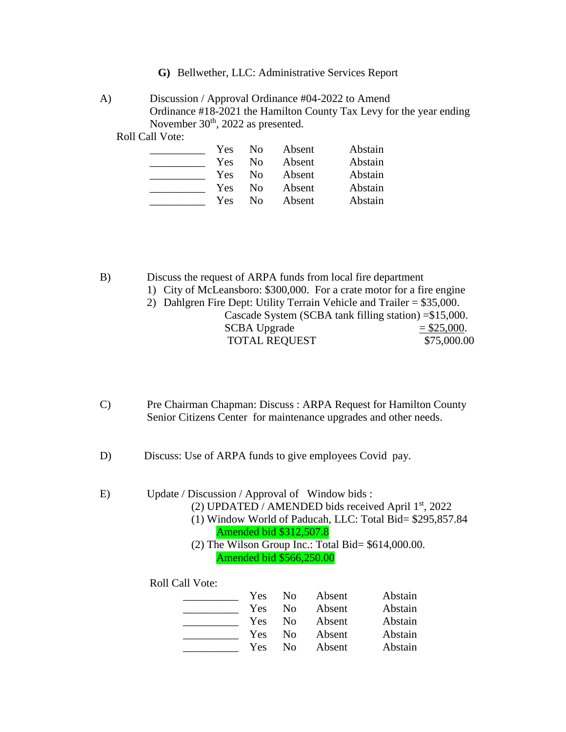**G)** Bellwether, LLC: Administrative Services Report

A) Discussion / Approval Ordinance #04-2022 to Amend Ordinance #18-2021 the Hamilton County Tax Levy for the year ending November 30th, 2022 as presented.

Roll Call Vote:

| | | | | |
|---|---|---|---|---|
| __________ | Yes | No | Absent | Abstain |
| __________ | Yes | No | Absent | Abstain |
| __________ | Yes | No | Absent | Abstain |
| __________ | Yes | No | Absent | Abstain |
| __________ | Yes | No | Absent | Abstain |

B) Discuss the request of ARPA funds from local fire department

1) City of McLeansboro: $300,000. For a crate motor for a fire engine
2) Dahlgren Fire Dept: Utility Terrain Vehicle and Trailer = $35,000.
   Cascade System (SCBA tank filling station) =$15,000.
   SCBA Upgrade = $25,000.
   TOTAL REQUEST $75,000.00

C) Pre Chairman Chapman: Discuss : ARPA Request for Hamilton County Senior Citizens Center for maintenance upgrades and other needs.

D) Discuss: Use of ARPA funds to give employees Covid pay.

E) Update / Discussion / Approval of Window bids :

(2) UPDATED / AMENDED bids received April 1st, 2022

(1) Window World of Paducah, LLC: Total Bid= $295,857.84
    Amended bid $312,507.8

(2) The Wilson Group Inc.: Total Bid= $614,000.00.
    Amended bid $566,250.00

Roll Call Vote:

| | | | | |
|---|---|---|---|---|
| __________ | Yes | No | Absent | Abstain |
| __________ | Yes | No | Absent | Abstain |
| __________ | Yes | No | Absent | Abstain |
| __________ | Yes | No | Absent | Abstain |
| __________ | Yes | No | Absent | Abstain |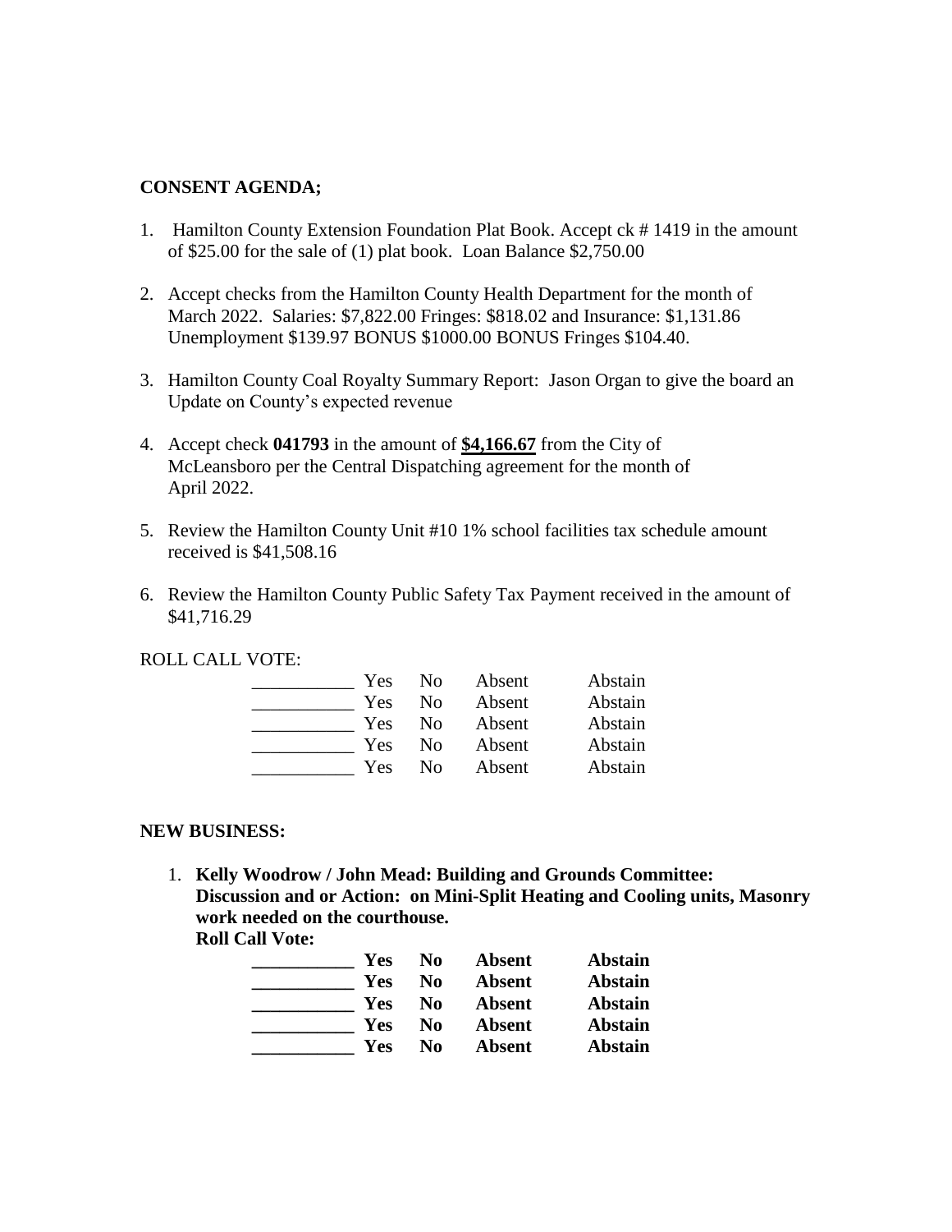**CONSENT AGENDA;**

1. Hamilton County Extension Foundation Plat Book. Accept ck # 1419 in the amount of $25.00 for the sale of (1) plat book. Loan Balance $2,750.00

2. Accept checks from the Hamilton County Health Department for the month of March 2022. Salaries: $7,822.00 Fringes: $818.02 and Insurance: $1,131.86 Unemployment $139.97 BONUS $1000.00 BONUS Fringes $104.40.

3. Hamilton County Coal Royalty Summary Report: Jason Organ to give the board an Update on County's expected revenue

4. Accept check **041793** in the amount of **$4,166.67** from the City of McLeansboro per the Central Dispatching agreement for the month of April 2022.

5. Review the Hamilton County Unit #10 1% school facilities tax schedule amount received is $41,508.16

6. Review the Hamilton County Public Safety Tax Payment received in the amount of $41,716.29

ROLL CALL VOTE:

| | | | | |
|---|---|---|---|---|
| ___________ | Yes | No | Absent | Abstain |
| ___________ | Yes | No | Absent | Abstain |
| ___________ | Yes | No | Absent | Abstain |
| ___________ | Yes | No | Absent | Abstain |
| ___________ | Yes | No | Absent | Abstain |

**NEW BUSINESS:**

1. **Kelly Woodrow / John Mead: Building and Grounds Committee: Discussion and or Action: on Mini-Split Heating and Cooling units, Masonry work needed on the courthouse.**
   **Roll Call Vote:**

| | | | | |
|---|---|---|---|---|
| **___________** | **Yes** | **No** | **Absent** | **Abstain** |
| **___________** | **Yes** | **No** | **Absent** | **Abstain** |
| **___________** | **Yes** | **No** | **Absent** | **Abstain** |
| **___________** | **Yes** | **No** | **Absent** | **Abstain** |
| **___________** | **Yes** | **No** | **Absent** | **Abstain** |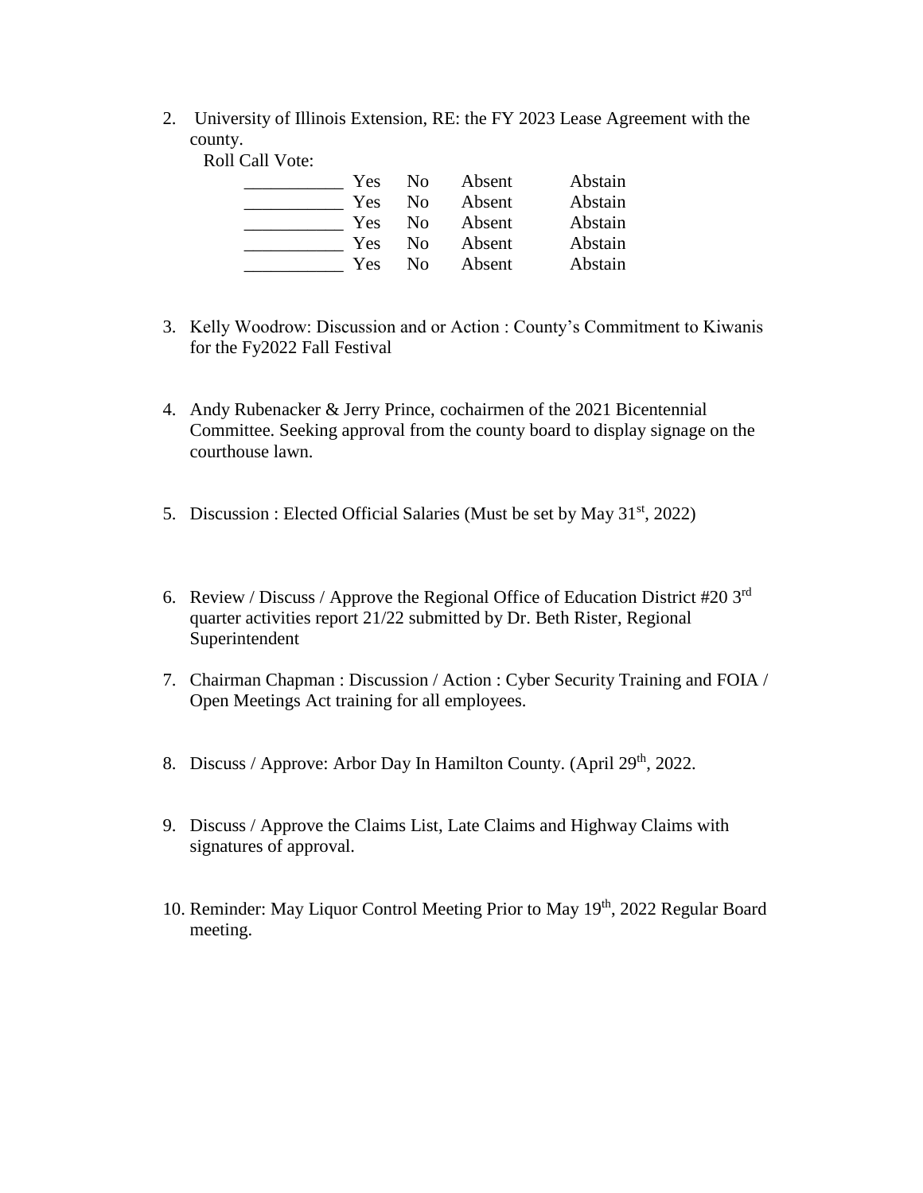2. University of Illinois Extension, RE: the FY 2023 Lease Agreement with the county.

   Roll Call Vote:

| | | | | |
|---|---|---|---|---|
| ___________ | Yes | No | Absent | Abstain |
| ___________ | Yes | No | Absent | Abstain |
| ___________ | Yes | No | Absent | Abstain |
| ___________ | Yes | No | Absent | Abstain |
| ___________ | Yes | No | Absent | Abstain |

3. Kelly Woodrow: Discussion and or Action : County's Commitment to Kiwanis for the Fy2022 Fall Festival

4. Andy Rubenacker & Jerry Prince, cochairmen of the 2021 Bicentennial Committee. Seeking approval from the county board to display signage on the courthouse lawn.

5. Discussion : Elected Official Salaries (Must be set by May 31st, 2022)

6. Review / Discuss / Approve the Regional Office of Education District #20 3rd quarter activities report 21/22 submitted by Dr. Beth Rister, Regional Superintendent

7. Chairman Chapman : Discussion / Action : Cyber Security Training and FOIA / Open Meetings Act training for all employees.

8. Discuss / Approve: Arbor Day In Hamilton County. (April 29th, 2022.

9. Discuss / Approve the Claims List, Late Claims and Highway Claims with signatures of approval.

10. Reminder: May Liquor Control Meeting Prior to May 19th, 2022 Regular Board meeting.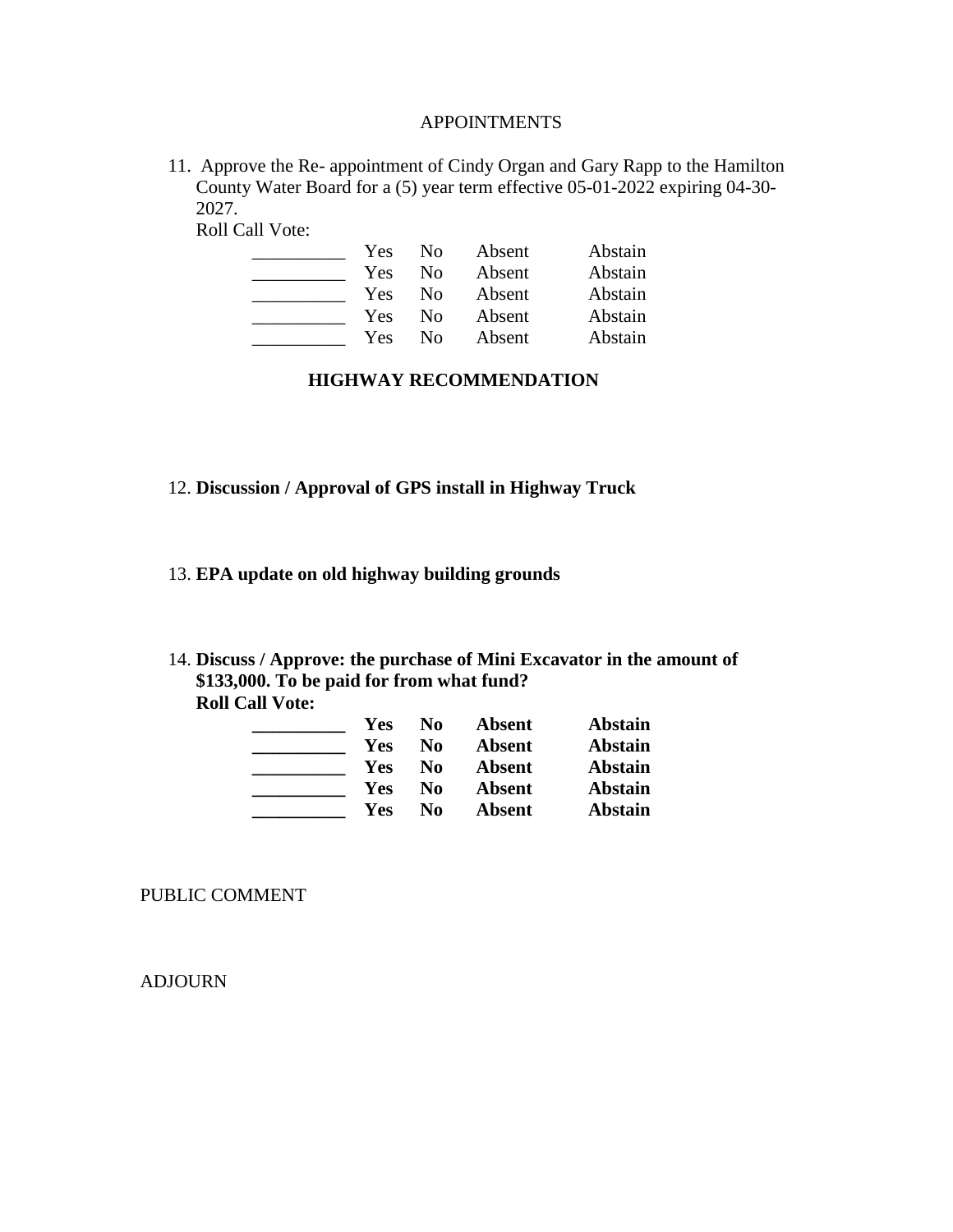APPOINTMENTS

11. Approve the Re- appointment of Cindy Organ and Gary Rapp to the Hamilton County Water Board for a (5) year term effective 05-01-2022 expiring 04-30-2027.
    Roll Call Vote:

| | | | | |
|---|---|---|---|---|
| __________ | Yes | No | Absent | Abstain |
| __________ | Yes | No | Absent | Abstain |
| __________ | Yes | No | Absent | Abstain |
| __________ | Yes | No | Absent | Abstain |
| __________ | Yes | No | Absent | Abstain |

**HIGHWAY RECOMMENDATION**

12. **Discussion / Approval of GPS install in Highway Truck**

13. **EPA update on old highway building grounds**

14. **Discuss / Approve: the purchase of Mini Excavator in the amount of $133,000. To be paid for from what fund?**
    **Roll Call Vote:**

| | | | | |
|---|---|---|---|---|
| **__________** | **Yes** | **No** | **Absent** | **Abstain** |
| **__________** | **Yes** | **No** | **Absent** | **Abstain** |
| **__________** | **Yes** | **No** | **Absent** | **Abstain** |
| **__________** | **Yes** | **No** | **Absent** | **Abstain** |
| **__________** | **Yes** | **No** | **Absent** | **Abstain** |

PUBLIC COMMENT

ADJOURN